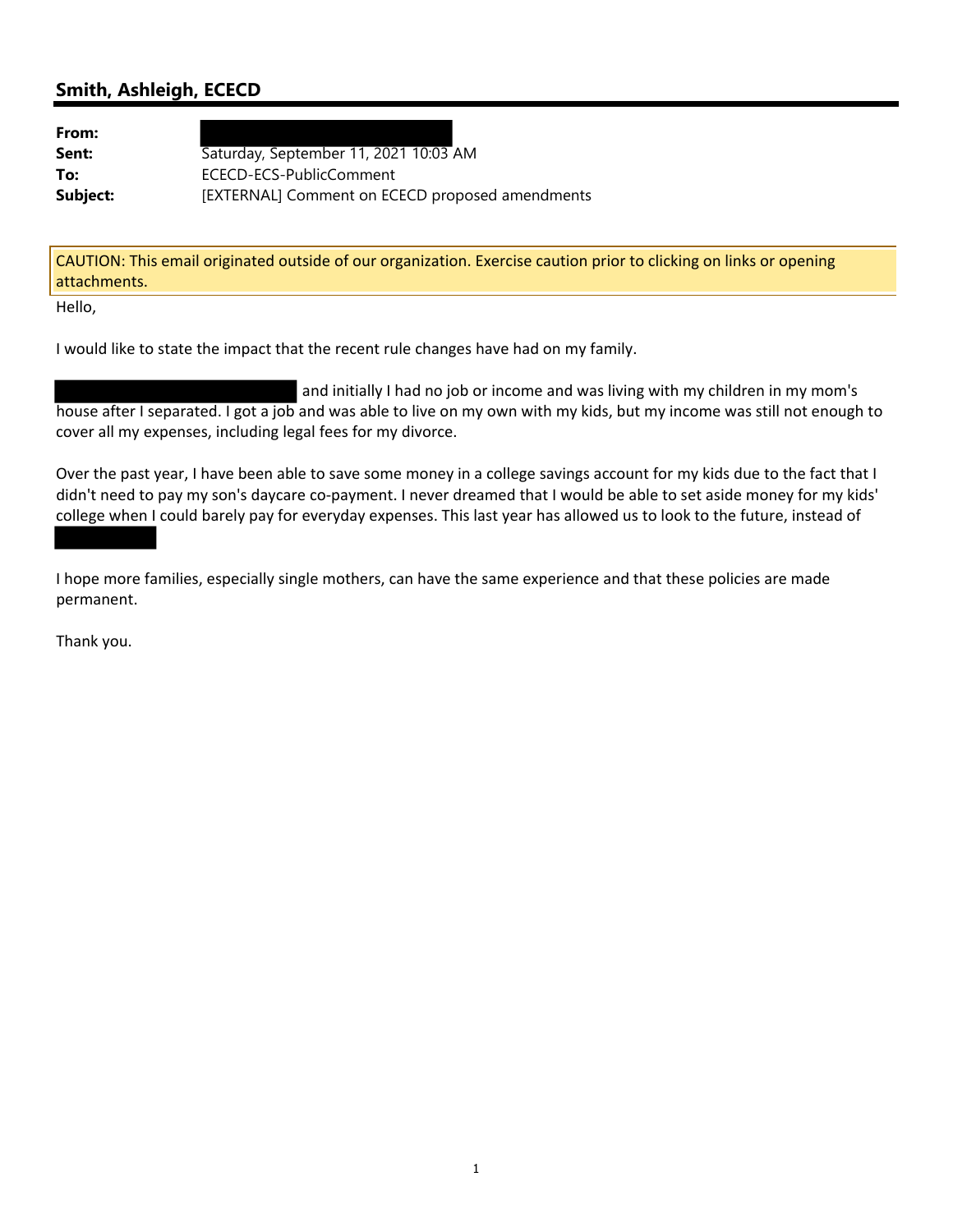## Smith, Ashleigh, ECECD

**From:**
**Sent:** Saturday, September 11, 2021 10:03 AM
**To:** ECECD-ECS-PublicComment
**Subject:** [EXTERNAL] Comment on ECECD proposed amendments

CAUTION: This email originated outside of our organization. Exercise caution prior to clicking on links or opening attachments.

Hello,

I would like to state the impact that the recent rule changes have had on my family.

and initially I had no job or income and was living with my children in my mom's house after I separated. I got a job and was able to live on my own with my kids, but my income was still not enough to cover all my expenses, including legal fees for my divorce.

Over the past year, I have been able to save some money in a college savings account for my kids due to the fact that I didn't need to pay my son's daycare co-payment. I never dreamed that I would be able to set aside money for my kids' college when I could barely pay for everyday expenses. This last year has allowed us to look to the future, instead of

I hope more families, especially single mothers, can have the same experience and that these policies are made permanent.

Thank you.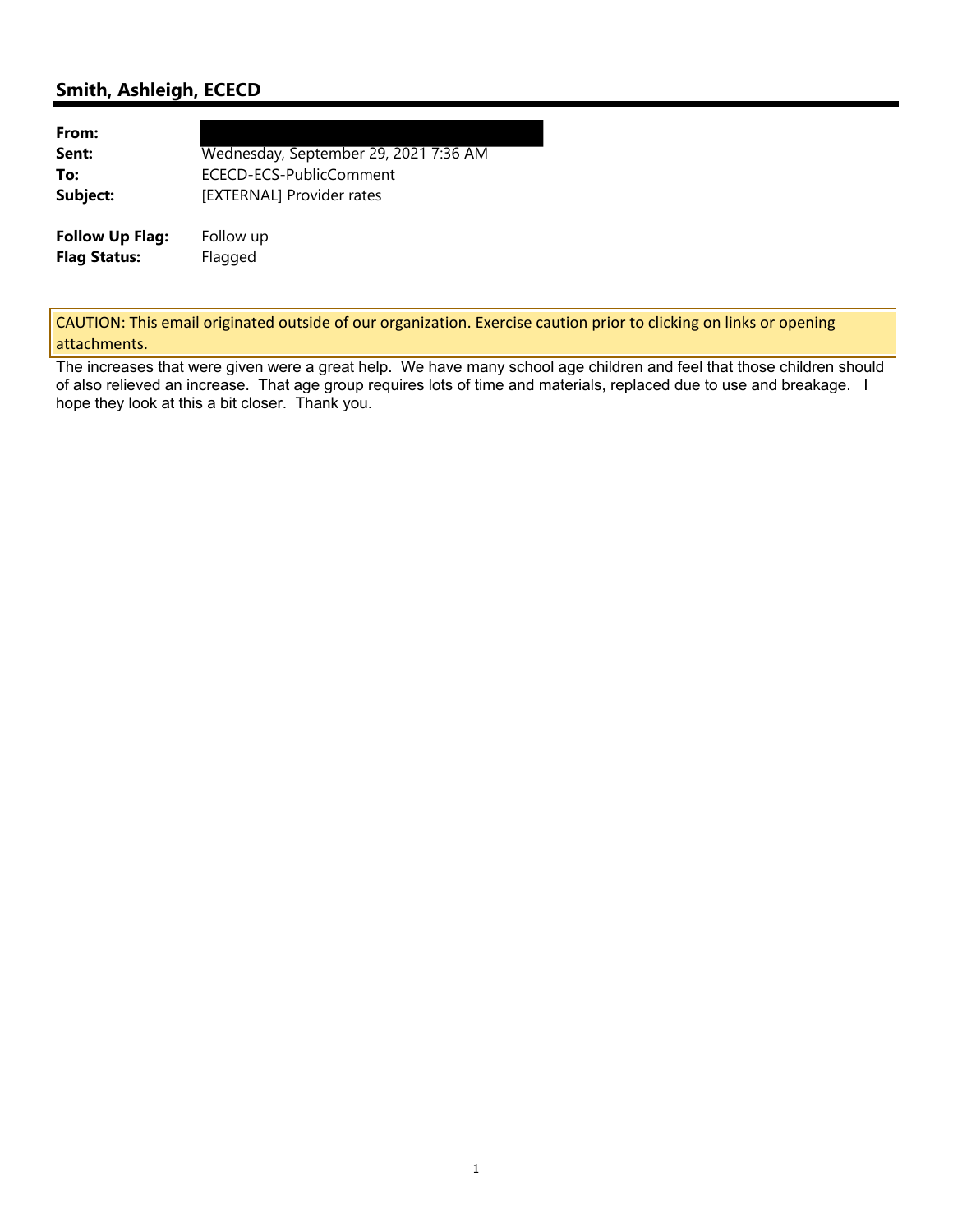## Smith, Ashleigh, ECECD

| | |
|---|---|
| **From:** | |
| **Sent:** | Wednesday, September 29, 2021 7:36 AM |
| **To:** | ECECD-ECS-PublicComment |
| **Subject:** | [EXTERNAL] Provider rates |

| | |
|---|---|
| **Follow Up Flag:** | Follow up |
| **Flag Status:** | Flagged |

CAUTION: This email originated outside of our organization. Exercise caution prior to clicking on links or opening attachments.

The increases that were given were a great help. We have many school age children and feel that those children should of also relieved an increase. That age group requires lots of time and materials, replaced due to use and breakage. I hope they look at this a bit closer. Thank you.